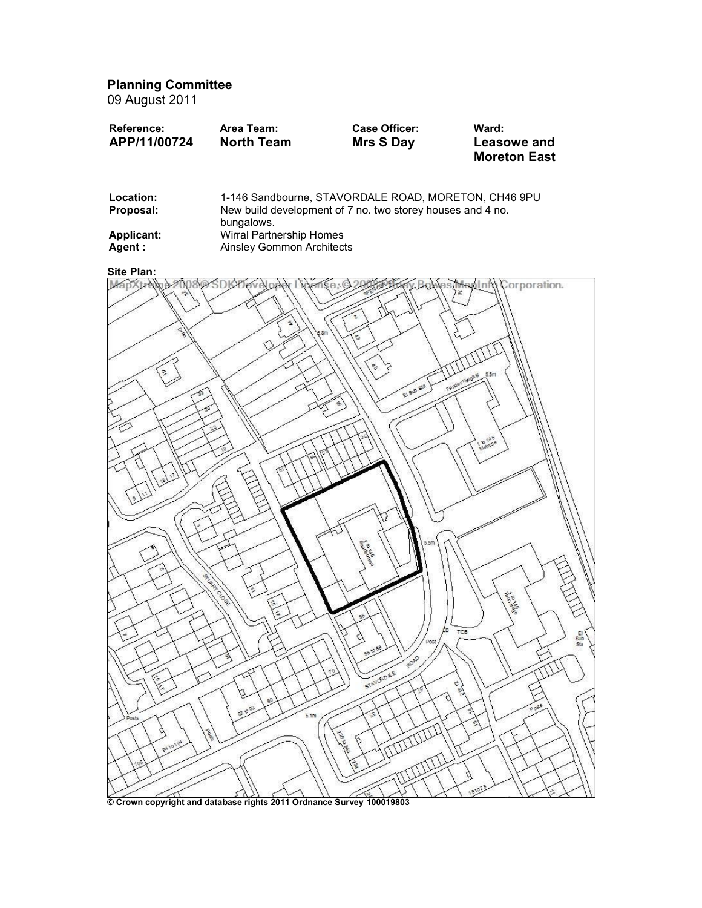**Planning Committee**
09 August 2011

| **Reference:** | **Area Team:** | **Case Officer:** | **Ward:** |
|---|---|---|---|
| **APP/11/00724** | **North Team** | **Mrs S Day** | **Leasowe and Moreton East** |

| | |
|---|---|
| **Location:** | 1-146 Sandbourne, STAVORDALE ROAD, MORETON, CH46 9PU |
| **Proposal:** | New build development of 7 no. two storey houses and 4 no. bungalows. |
| **Applicant:** | Wirral Partnership Homes |
| **Agent :** | Ainsley Gommon Architects |

**Site Plan:**

**© Crown copyright and database rights 2011 Ordnance Survey 100019803**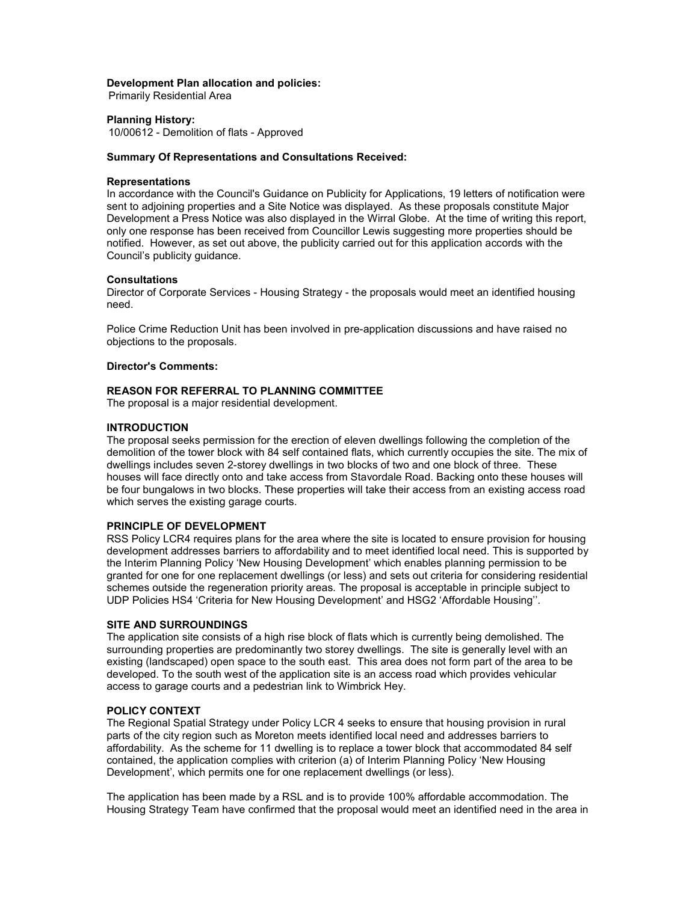**Development Plan allocation and policies:**
Primarily Residential Area

**Planning History:**
10/00612 - Demolition of flats - Approved

**Summary Of Representations and Consultations Received:**

**Representations**
In accordance with the Council's Guidance on Publicity for Applications, 19 letters of notification were sent to adjoining properties and a Site Notice was displayed. As these proposals constitute Major Development a Press Notice was also displayed in the Wirral Globe. At the time of writing this report, only one response has been received from Councillor Lewis suggesting more properties should be notified. However, as set out above, the publicity carried out for this application accords with the Council's publicity guidance.

**Consultations**
Director of Corporate Services - Housing Strategy - the proposals would meet an identified housing need.

Police Crime Reduction Unit has been involved in pre-application discussions and have raised no objections to the proposals.

**Director's Comments:**

**REASON FOR REFERRAL TO PLANNING COMMITTEE**
The proposal is a major residential development.

**INTRODUCTION**
The proposal seeks permission for the erection of eleven dwellings following the completion of the demolition of the tower block with 84 self contained flats, which currently occupies the site. The mix of dwellings includes seven 2-storey dwellings in two blocks of two and one block of three. These houses will face directly onto and take access from Stavordale Road. Backing onto these houses will be four bungalows in two blocks. These properties will take their access from an existing access road which serves the existing garage courts.

**PRINCIPLE OF DEVELOPMENT**
RSS Policy LCR4 requires plans for the area where the site is located to ensure provision for housing development addresses barriers to affordability and to meet identified local need. This is supported by the Interim Planning Policy 'New Housing Development' which enables planning permission to be granted for one for one replacement dwellings (or less) and sets out criteria for considering residential schemes outside the regeneration priority areas. The proposal is acceptable in principle subject to UDP Policies HS4 'Criteria for New Housing Development' and HSG2 'Affordable Housing''.

**SITE AND SURROUNDINGS**
The application site consists of a high rise block of flats which is currently being demolished. The surrounding properties are predominantly two storey dwellings. The site is generally level with an existing (landscaped) open space to the south east. This area does not form part of the area to be developed. To the south west of the application site is an access road which provides vehicular access to garage courts and a pedestrian link to Wimbrick Hey.

**POLICY CONTEXT**
The Regional Spatial Strategy under Policy LCR 4 seeks to ensure that housing provision in rural parts of the city region such as Moreton meets identified local need and addresses barriers to affordability. As the scheme for 11 dwelling is to replace a tower block that accommodated 84 self contained, the application complies with criterion (a) of Interim Planning Policy 'New Housing Development', which permits one for one replacement dwellings (or less).

The application has been made by a RSL and is to provide 100% affordable accommodation. The Housing Strategy Team have confirmed that the proposal would meet an identified need in the area in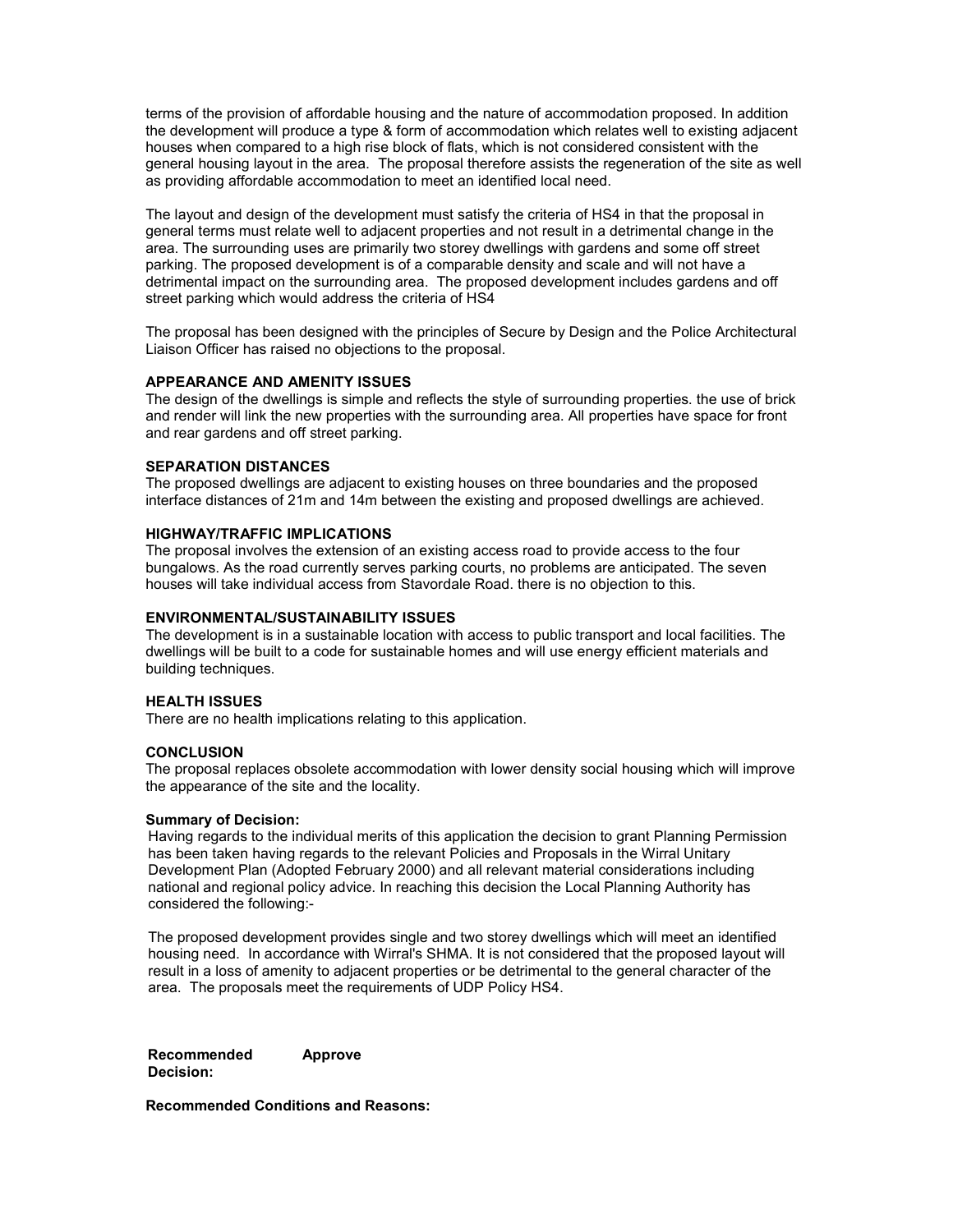terms of the provision of affordable housing and the nature of accommodation proposed. In addition the development will produce a type & form of accommodation which relates well to existing adjacent houses when compared to a high rise block of flats, which is not considered consistent with the general housing layout in the area. The proposal therefore assists the regeneration of the site as well as providing affordable accommodation to meet an identified local need.

The layout and design of the development must satisfy the criteria of HS4 in that the proposal in general terms must relate well to adjacent properties and not result in a detrimental change in the area. The surrounding uses are primarily two storey dwellings with gardens and some off street parking. The proposed development is of a comparable density and scale and will not have a detrimental impact on the surrounding area. The proposed development includes gardens and off street parking which would address the criteria of HS4

The proposal has been designed with the principles of Secure by Design and the Police Architectural Liaison Officer has raised no objections to the proposal.

**APPEARANCE AND AMENITY ISSUES**

The design of the dwellings is simple and reflects the style of surrounding properties. the use of brick and render will link the new properties with the surrounding area. All properties have space for front and rear gardens and off street parking.

**SEPARATION DISTANCES**

The proposed dwellings are adjacent to existing houses on three boundaries and the proposed interface distances of 21m and 14m between the existing and proposed dwellings are achieved.

**HIGHWAY/TRAFFIC IMPLICATIONS**

The proposal involves the extension of an existing access road to provide access to the four bungalows. As the road currently serves parking courts, no problems are anticipated. The seven houses will take individual access from Stavordale Road. there is no objection to this.

**ENVIRONMENTAL/SUSTAINABILITY ISSUES**

The development is in a sustainable location with access to public transport and local facilities. The dwellings will be built to a code for sustainable homes and will use energy efficient materials and building techniques.

**HEALTH ISSUES**

There are no health implications relating to this application.

**CONCLUSION**

The proposal replaces obsolete accommodation with lower density social housing which will improve the appearance of the site and the locality.

**Summary of Decision:**

Having regards to the individual merits of this application the decision to grant Planning Permission has been taken having regards to the relevant Policies and Proposals in the Wirral Unitary Development Plan (Adopted February 2000) and all relevant material considerations including national and regional policy advice. In reaching this decision the Local Planning Authority has considered the following:-

The proposed development provides single and two storey dwellings which will meet an identified housing need. In accordance with Wirral's SHMA. It is not considered that the proposed layout will result in a loss of amenity to adjacent properties or be detrimental to the general character of the area. The proposals meet the requirements of UDP Policy HS4.

**Recommended Decision:** **Approve**

**Recommended Conditions and Reasons:**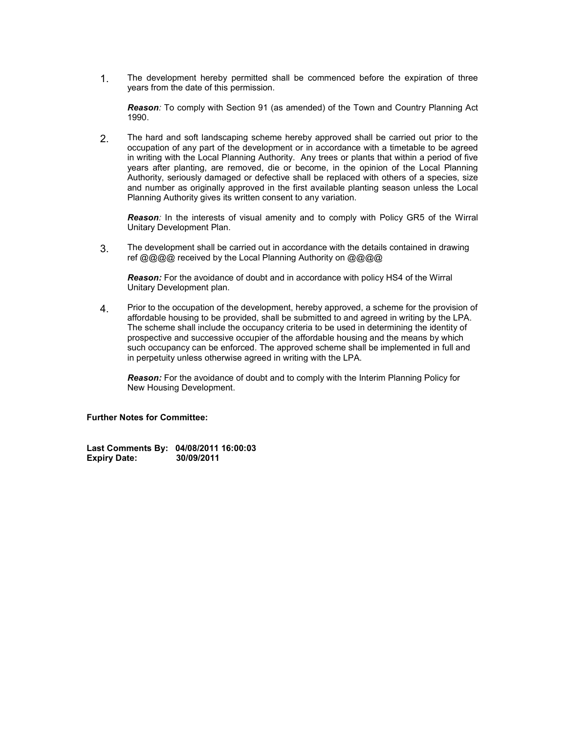1. The development hereby permitted shall be commenced before the expiration of three years from the date of this permission.

   ***Reason**:* To comply with Section 91 (as amended) of the Town and Country Planning Act 1990.

2. The hard and soft landscaping scheme hereby approved shall be carried out prior to the occupation of any part of the development or in accordance with a timetable to be agreed in writing with the Local Planning Authority. Any trees or plants that within a period of five years after planting, are removed, die or become, in the opinion of the Local Planning Authority, seriously damaged or defective shall be replaced with others of a species, size and number as originally approved in the first available planting season unless the Local Planning Authority gives its written consent to any variation.

   ***Reason**:* In the interests of visual amenity and to comply with Policy GR5 of the Wirral Unitary Development Plan.

3. The development shall be carried out in accordance with the details contained in drawing ref @@@@ received by the Local Planning Authority on @@@@

   ***Reason:*** For the avoidance of doubt and in accordance with policy HS4 of the Wirral Unitary Development plan.

4. Prior to the occupation of the development, hereby approved, a scheme for the provision of affordable housing to be provided, shall be submitted to and agreed in writing by the LPA. The scheme shall include the occupancy criteria to be used in determining the identity of prospective and successive occupier of the affordable housing and the means by which such occupancy can be enforced. The approved scheme shall be implemented in full and in perpetuity unless otherwise agreed in writing with the LPA.

   ***Reason:*** For the avoidance of doubt and to comply with the Interim Planning Policy for New Housing Development.

**Further Notes for Committee:**

**Last Comments By: 04/08/2011 16:00:03**
**Expiry Date: 30/09/2011**